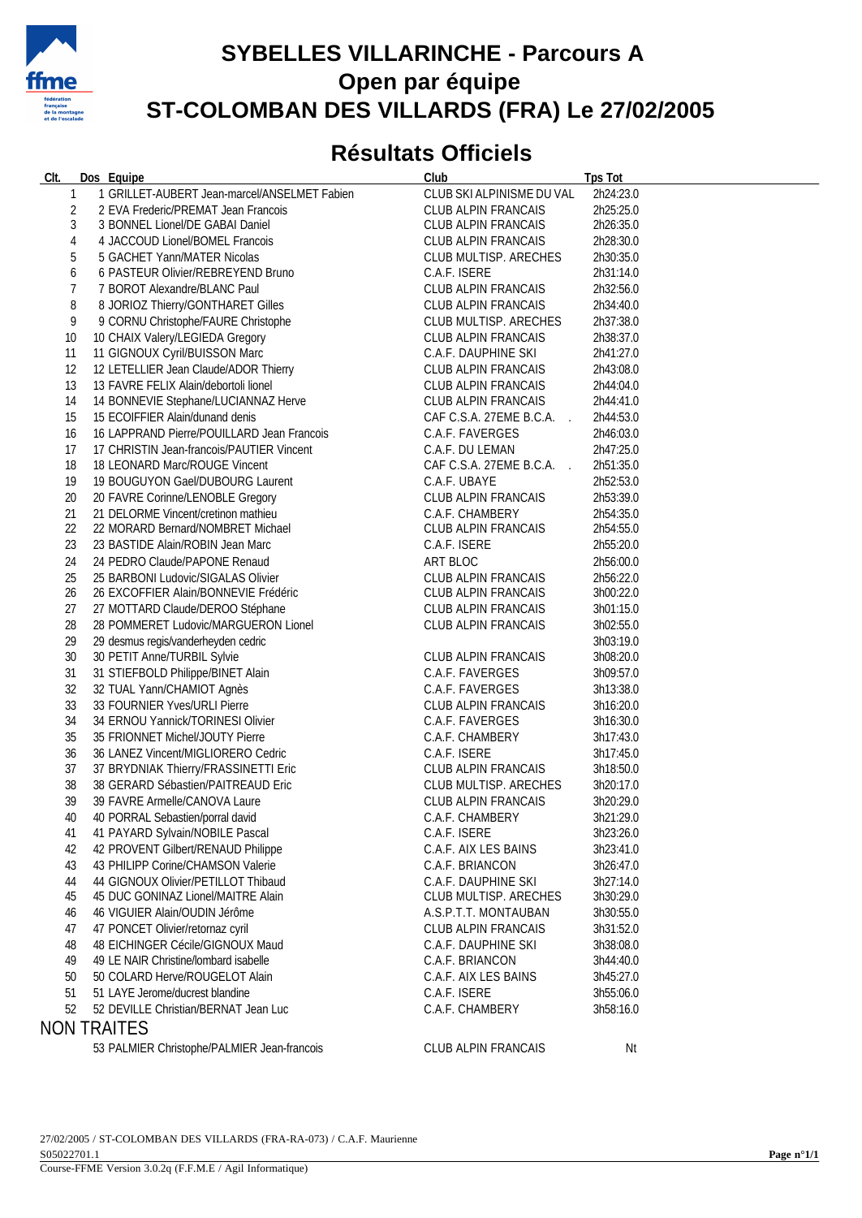# SYBELLES VILLARINCHE - Parcours A
## Open par équipe
## ST-COLOMBAN DES VILLARDS (FRA) Le 27/02/2005

## Résultats Officiels

| Clt. | Dos | Equipe | Club | Tps Tot |
|---|---|---|---|---|
| 1 | 1 | GRILLET-AUBERT Jean-marcel/ANSELMET Fabien | CLUB SKI ALPINISME DU VAL | 2h24:23.0 |
| 2 | 2 | EVA Frederic/PREMAT Jean Francois | CLUB ALPIN FRANCAIS | 2h25:25.0 |
| 3 | 3 | BONNEL Lionel/DE GABAI Daniel | CLUB ALPIN FRANCAIS | 2h26:35.0 |
| 4 | 4 | JACCOUD Lionel/BOMEL Francois | CLUB ALPIN FRANCAIS | 2h28:30.0 |
| 5 | 5 | GACHET Yann/MATER Nicolas | CLUB MULTISP. ARECHES | 2h30:35.0 |
| 6 | 6 | PASTEUR Olivier/REBREYEND Bruno | C.A.F. ISERE | 2h31:14.0 |
| 7 | 7 | BOROT Alexandre/BLANC Paul | CLUB ALPIN FRANCAIS | 2h32:56.0 |
| 8 | 8 | JORIOZ Thierry/GONTHARET Gilles | CLUB ALPIN FRANCAIS | 2h34:40.0 |
| 9 | 9 | CORNU Christophe/FAURE Christophe | CLUB MULTISP. ARECHES | 2h37:38.0 |
| 10 | 10 | CHAIX Valery/LEGIEDA Gregory | CLUB ALPIN FRANCAIS | 2h38:37.0 |
| 11 | 11 | GIGNOUX Cyril/BUISSON Marc | C.A.F. DAUPHINE SKI | 2h41:27.0 |
| 12 | 12 | LETELLIER Jean Claude/ADOR Thierry | CLUB ALPIN FRANCAIS | 2h43:08.0 |
| 13 | 13 | FAVRE FELIX Alain/debortoli lionel | CLUB ALPIN FRANCAIS | 2h44:04.0 |
| 14 | 14 | BONNEVIE Stephane/LUCIANNAZ Herve | CLUB ALPIN FRANCAIS | 2h44:41.0 |
| 15 | 15 | ECOIFFIER Alain/dunand denis | CAF C.S.A. 27EME B.C.A. . | 2h44:53.0 |
| 16 | 16 | LAPPRAND Pierre/POUILLARD Jean Francois | C.A.F. FAVERGES | 2h46:03.0 |
| 17 | 17 | CHRISTIN Jean-francois/PAUTIER Vincent | C.A.F. DU LEMAN | 2h47:25.0 |
| 18 | 18 | LEONARD Marc/ROUGE Vincent | CAF C.S.A. 27EME B.C.A. . | 2h51:35.0 |
| 19 | 19 | BOUGUYON Gael/DUBOURG Laurent | C.A.F. UBAYE | 2h52:53.0 |
| 20 | 20 | FAVRE Corinne/LENOBLE Gregory | CLUB ALPIN FRANCAIS | 2h53:39.0 |
| 21 | 21 | DELORME Vincent/cretinon mathieu | C.A.F. CHAMBERY | 2h54:35.0 |
| 22 | 22 | MORARD Bernard/NOMBRET Michael | CLUB ALPIN FRANCAIS | 2h54:55.0 |
| 23 | 23 | BASTIDE Alain/ROBIN Jean Marc | C.A.F. ISERE | 2h55:20.0 |
| 24 | 24 | PEDRO Claude/PAPONE Renaud | ART BLOC | 2h56:00.0 |
| 25 | 25 | BARBONI Ludovic/SIGALAS Olivier | CLUB ALPIN FRANCAIS | 2h56:22.0 |
| 26 | 26 | EXCOFFIER Alain/BONNEVIE Frédéric | CLUB ALPIN FRANCAIS | 3h00:22.0 |
| 27 | 27 | MOTTARD Claude/DEROO Stéphane | CLUB ALPIN FRANCAIS | 3h01:15.0 |
| 28 | 28 | POMMERET Ludovic/MARGUERON Lionel | CLUB ALPIN FRANCAIS | 3h02:55.0 |
| 29 | 29 | desmus regis/vanderheyden cedric | | 3h03:19.0 |
| 30 | 30 | PETIT Anne/TURBIL Sylvie | CLUB ALPIN FRANCAIS | 3h08:20.0 |
| 31 | 31 | STIEFBOLD Philippe/BINET Alain | C.A.F. FAVERGES | 3h09:57.0 |
| 32 | 32 | TUAL Yann/CHAMIOT Agnès | C.A.F. FAVERGES | 3h13:38.0 |
| 33 | 33 | FOURNIER Yves/URLI Pierre | CLUB ALPIN FRANCAIS | 3h16:20.0 |
| 34 | 34 | ERNOU Yannick/TORINESI Olivier | C.A.F. FAVERGES | 3h16:30.0 |
| 35 | 35 | FRIONNET Michel/JOUTY Pierre | C.A.F. CHAMBERY | 3h17:43.0 |
| 36 | 36 | LANEZ Vincent/MIGLIORERO Cedric | C.A.F. ISERE | 3h17:45.0 |
| 37 | 37 | BRYDNIAK Thierry/FRASSINETTI Eric | CLUB ALPIN FRANCAIS | 3h18:50.0 |
| 38 | 38 | GERARD Sébastien/PAITREAUD Eric | CLUB MULTISP. ARECHES | 3h20:17.0 |
| 39 | 39 | FAVRE Armelle/CANOVA Laure | CLUB ALPIN FRANCAIS | 3h20:29.0 |
| 40 | 40 | PORRAL Sebastien/porral david | C.A.F. CHAMBERY | 3h21:29.0 |
| 41 | 41 | PAYARD Sylvain/NOBILE Pascal | C.A.F. ISERE | 3h23:26.0 |
| 42 | 42 | PROVENT Gilbert/RENAUD Philippe | C.A.F. AIX LES BAINS | 3h23:41.0 |
| 43 | 43 | PHILIPP Corine/CHAMSON Valerie | C.A.F. BRIANCON | 3h26:47.0 |
| 44 | 44 | GIGNOUX Olivier/PETILLOT Thibaud | C.A.F. DAUPHINE SKI | 3h27:14.0 |
| 45 | 45 | DUC GONINAZ Lionel/MAITRE Alain | CLUB MULTISP. ARECHES | 3h30:29.0 |
| 46 | 46 | VIGUIER Alain/OUDIN Jérôme | A.S.P.T.T. MONTAUBAN | 3h30:55.0 |
| 47 | 47 | PONCET Olivier/retornaz cyril | CLUB ALPIN FRANCAIS | 3h31:52.0 |
| 48 | 48 | EICHINGER Cécile/GIGNOUX Maud | C.A.F. DAUPHINE SKI | 3h38:08.0 |
| 49 | 49 | LE NAIR Christine/lombard isabelle | C.A.F. BRIANCON | 3h44:40.0 |
| 50 | 50 | COLARD Herve/ROUGELOT Alain | C.A.F. AIX LES BAINS | 3h45:27.0 |
| 51 | 51 | LAYE Jerome/ducrest blandine | C.A.F. ISERE | 3h55:06.0 |
| 52 | 52 | DEVILLE Christian/BERNAT Jean Luc | C.A.F. CHAMBERY | 3h58:16.0 |

NON TRAITES

| Clt. | Dos | Equipe | Club | Tps Tot |
|---|---|---|---|---|
| | 53 | PALMIER Christophe/PALMIER Jean-francois | CLUB ALPIN FRANCAIS | Nt |

27/02/2005 / ST-COLOMBAN DES VILLARDS (FRA-RA-073) / C.A.F. Maurienne

S05022701.1

Course-FFME Version 3.0.2q (F.F.M.E / Agil Informatique)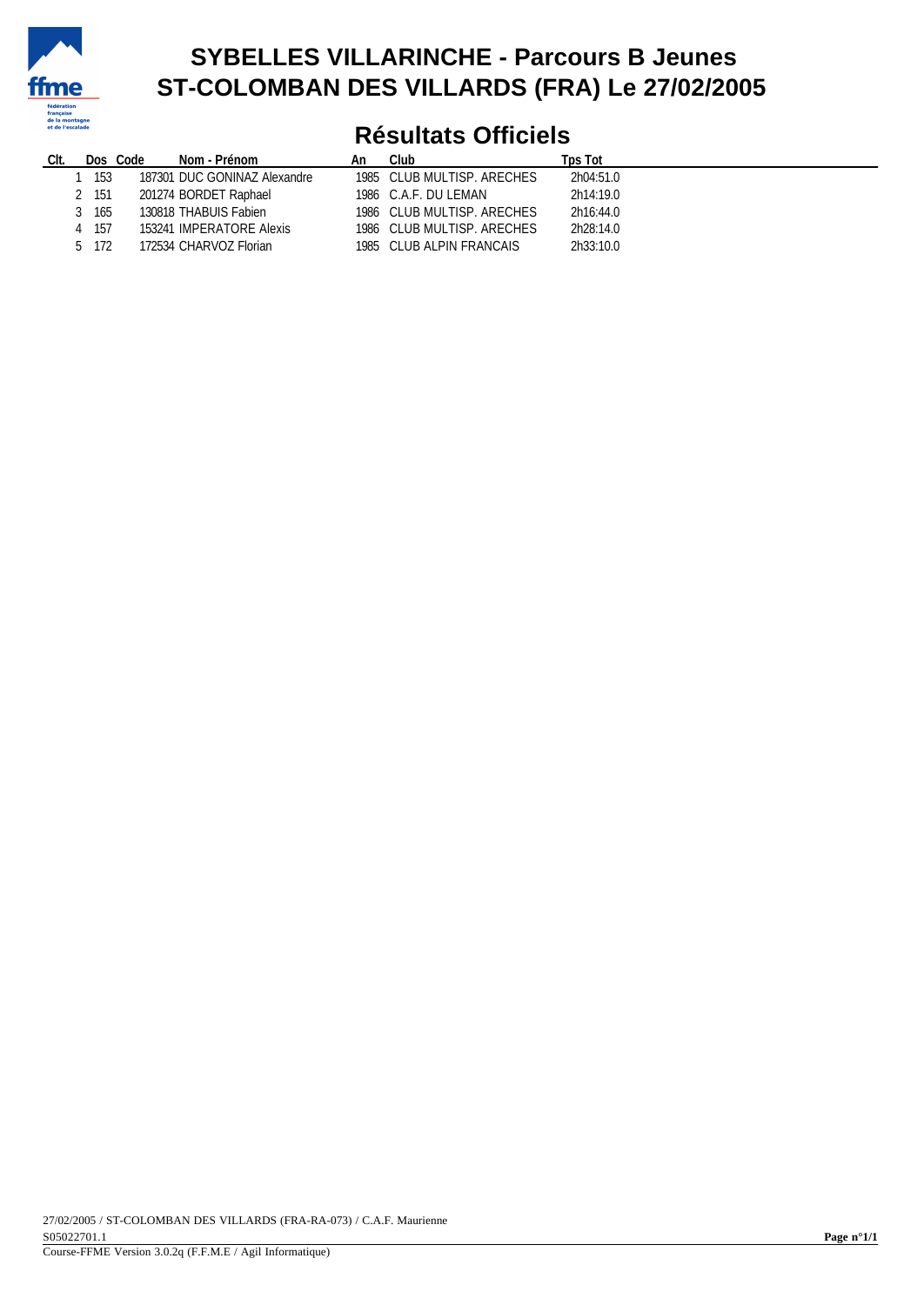# SYBELLES VILLARINCHE - Parcours B Jeunes
# ST-COLOMBAN DES VILLARDS (FRA) Le 27/02/2005

## Résultats Officiels

| Clt. | Dos | Code | Nom - Prénom | An | Club | Tps Tot |
|---|---|---|---|---|---|---|
| 1 | 153 | 187301 | DUC GONINAZ Alexandre | 1985 | CLUB MULTISP. ARECHES | 2h04:51.0 |
| 2 | 151 | 201274 | BORDET Raphael | 1986 | C.A.F. DU LEMAN | 2h14:19.0 |
| 3 | 165 | 130818 | THABUIS Fabien | 1986 | CLUB MULTISP. ARECHES | 2h16:44.0 |
| 4 | 157 | 153241 | IMPERATORE Alexis | 1986 | CLUB MULTISP. ARECHES | 2h28:14.0 |
| 5 | 172 | 172534 | CHARVOZ Florian | 1985 | CLUB ALPIN FRANCAIS | 2h33:10.0 |

27/02/2005 / ST-COLOMBAN DES VILLARDS (FRA-RA-073) / C.A.F. Maurienne

S05022701.1

Course-FFME Version 3.0.2q (F.F.M.E / Agil Informatique)